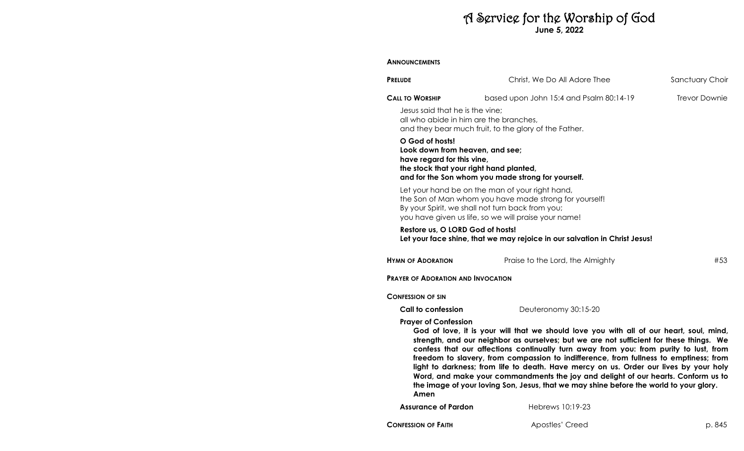# A Service for the Worship of God

**June 5, 2022**

**ANNOUNCEMENTS**

**PRELUDE** Christ, We Do All Adore Thee — Sanctuary Choir

**CALL TO WORSHIP** based upon John 15:4 and Psalm 80:14-19 — Trevor Downie

Jesus said that he is the vine;
all who abide in him are the branches,
and they bear much fruit, to the glory of the Father.

**O God of hosts!**
**Look down from heaven, and see;**
**have regard for this vine,**
**the stock that your right hand planted,**
**and for the Son whom you made strong for yourself.**

Let your hand be on the man of your right hand,
the Son of Man whom you have made strong for yourself!
By your Spirit, we shall not turn back from you;
you have given us life, so we will praise your name!

**Restore us, O LORD God of hosts!**
**Let your face shine, that we may rejoice in our salvation in Christ Jesus!**

**HYMN OF ADORATION** Praise to the Lord, the Almighty — #53

**PRAYER OF ADORATION AND INVOCATION**

**CONFESSION OF SIN**

**Call to confession** Deuteronomy 30:15-20

**Prayer of Confession**

**God of love, it is your will that we should love you with all of our heart, soul, mind, strength, and our neighbor as ourselves; but we are not sufficient for these things. We confess that our affections continually turn away from you: from purity to lust, from freedom to slavery, from compassion to indifference, from fullness to emptiness; from light to darkness; from life to death. Have mercy on us. Order our lives by your holy Word, and make your commandments the joy and delight of our hearts. Conform us to the image of your loving Son, Jesus, that we may shine before the world to your glory. Amen**

**Assurance of Pardon** Hebrews 10:19-23

**CONFESSION OF FAITH** Apostles' Creed — p. 845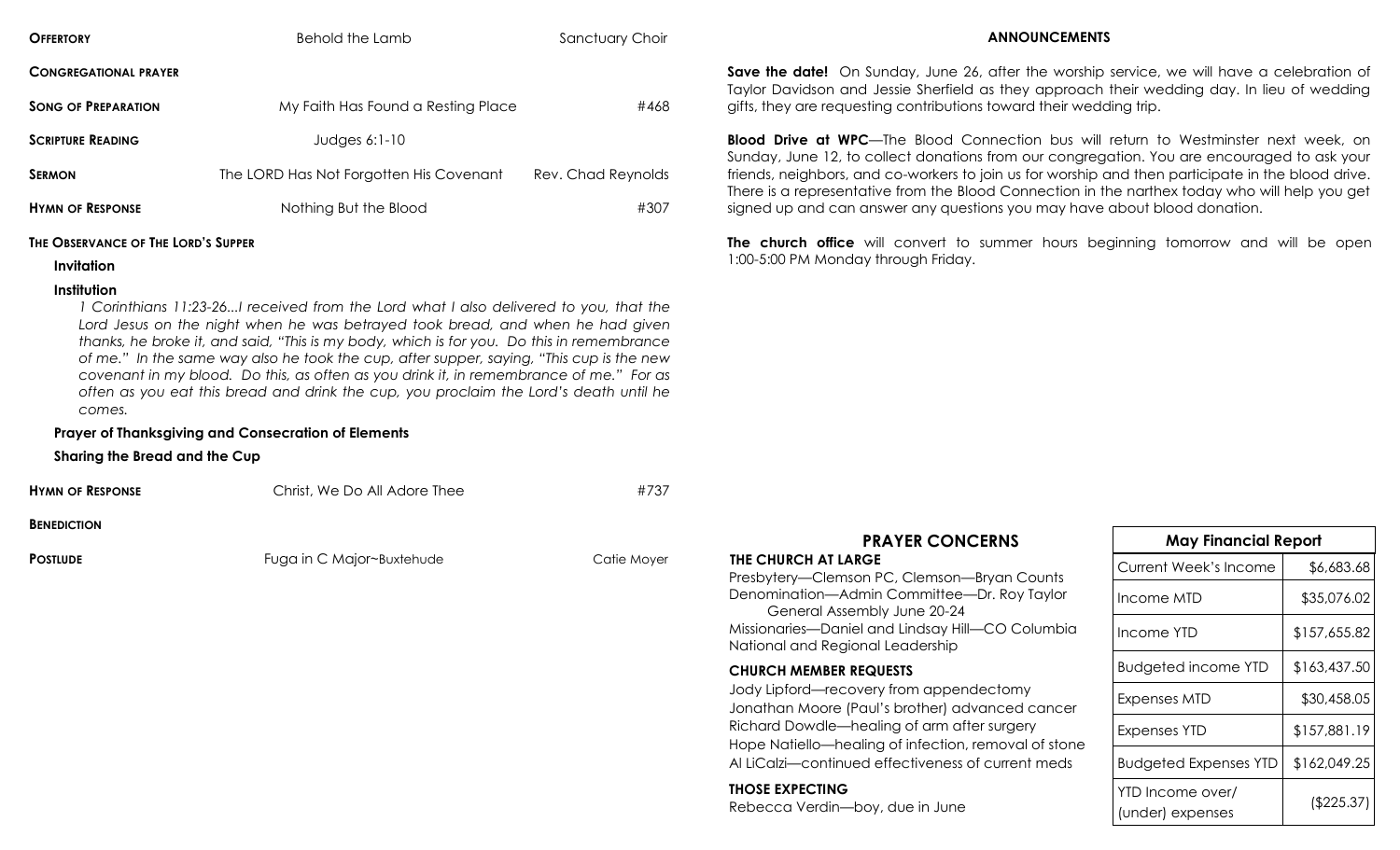**OFFERTORY** Behold the Lamb — Sanctuary Choir

**CONGREGATIONAL PRAYER**

**SONG OF PREPARATION** My Faith Has Found a Resting Place — #468

**SCRIPTURE READING** Judges 6:1-10

**SERMON** The LORD Has Not Forgotten His Covenant — Rev. Chad Reynolds

**HYMN OF RESPONSE** Nothing But the Blood — #307

**THE OBSERVANCE OF THE LORD'S SUPPER**

**Invitation**

**Institution**

*1 Corinthians 11:23-26...I received from the Lord what I also delivered to you, that the Lord Jesus on the night when he was betrayed took bread, and when he had given thanks, he broke it, and said, "This is my body, which is for you. Do this in remembrance of me." In the same way also he took the cup, after supper, saying, "This cup is the new covenant in my blood. Do this, as often as you drink it, in remembrance of me." For as often as you eat this bread and drink the cup, you proclaim the Lord's death until he comes.*

**Prayer of Thanksgiving and Consecration of Elements**

**Sharing the Bread and the Cup**

**HYMN OF RESPONSE** Christ, We Do All Adore Thee — #737

**BENEDICTION**

**POSTLUDE** Fuga in C Major~Buxtehude — Catie Moyer

## ANNOUNCEMENTS

**Save the date!** On Sunday, June 26, after the worship service, we will have a celebration of Taylor Davidson and Jessie Sherfield as they approach their wedding day. In lieu of wedding gifts, they are requesting contributions toward their wedding trip.

**Blood Drive at WPC**—The Blood Connection bus will return to Westminster next week, on Sunday, June 12, to collect donations from our congregation. You are encouraged to ask your friends, neighbors, and co-workers to join us for worship and then participate in the blood drive. There is a representative from the Blood Connection in the narthex today who will help you get signed up and can answer any questions you may have about blood donation.

**The church office** will convert to summer hours beginning tomorrow and will be open 1:00-5:00 PM Monday through Friday.

## PRAYER CONCERNS

**THE CHURCH AT LARGE**

Presbytery—Clemson PC, Clemson—Bryan Counts
Denomination—Admin Committee—Dr. Roy Taylor
General Assembly June 20-24
Missionaries—Daniel and Lindsay Hill—CO Columbia
National and Regional Leadership

**CHURCH MEMBER REQUESTS**

Jody Lipford—recovery from appendectomy
Jonathan Moore (Paul's brother) advanced cancer
Richard Dowdle—healing of arm after surgery
Hope Natiello—healing of infection, removal of stone
Al LiCalzi—continued effectiveness of current meds

**THOSE EXPECTING**

Rebecca Verdin—boy, due in June

| May Financial Report | |
|---|---|
| Current Week's Income | $6,683.68 |
| Income MTD | $35,076.02 |
| Income YTD | $157,655.82 |
| Budgeted income YTD | $163,437.50 |
| Expenses MTD | $30,458.05 |
| Expenses YTD | $157,881.19 |
| Budgeted Expenses YTD | $162,049.25 |
| YTD Income over/ (under) expenses | ($225.37) |